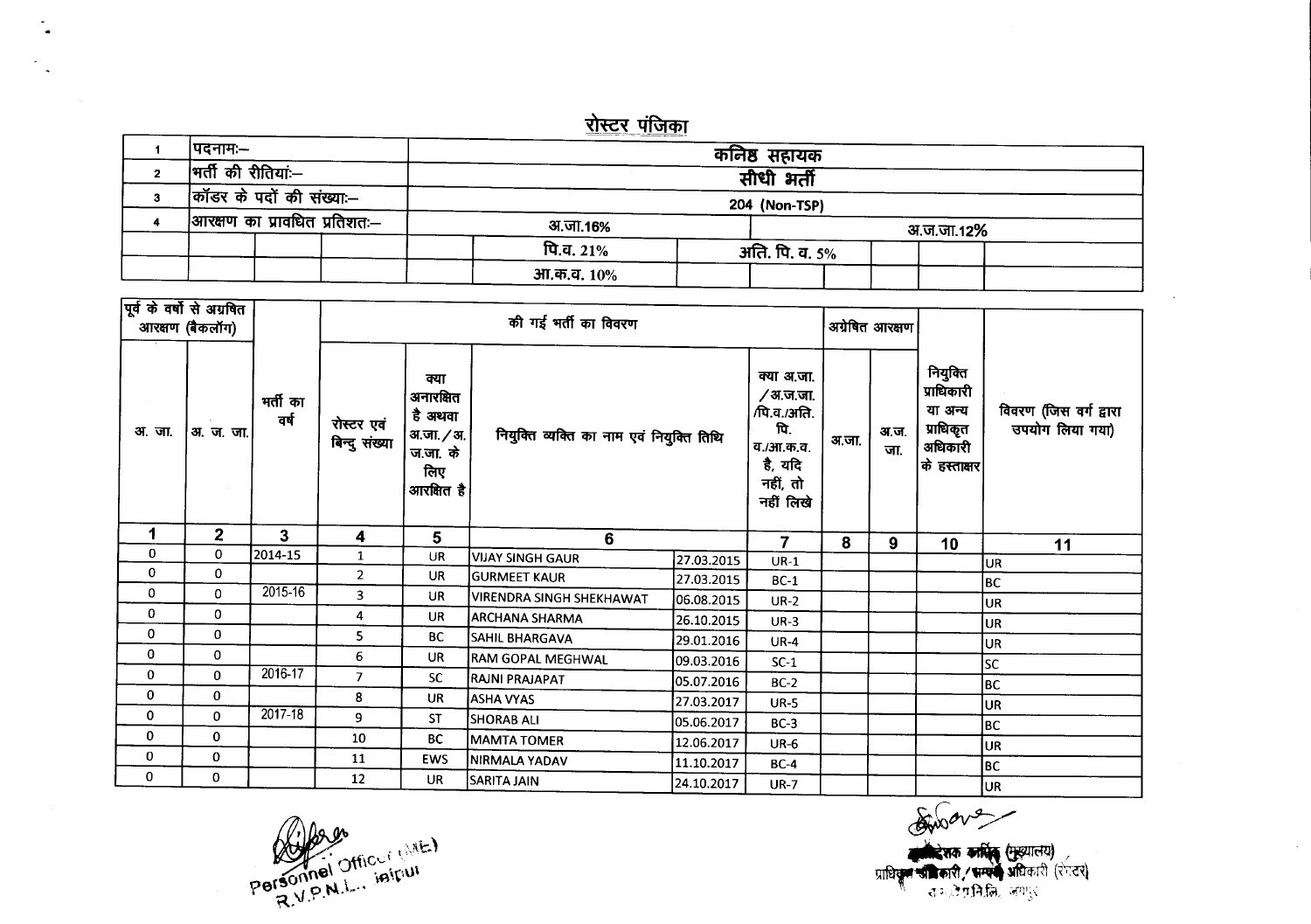## रोस्टर पंजिका

| | | |
|---|---|---|
| 1 | पदनामः– | कनिष्ठ सहायक |
| 2 | भर्ती की रीतियां:– | सीधी भर्ती |
| 3 | कॉडर के पदों की संख्याः– | 204 (Non-TSP) |
| 4 | आरक्षण का प्रावधित प्रतिशतः– | अ.जा.16% &nbsp;&nbsp; अ.ज.जा.12% |
| | | पि.व. 21% &nbsp;&nbsp; अति. पि. व. 5% |
| | | आ.क.व. 10% |

| पूर्व के वर्षो से अग्रषित आरक्षण (बैकलॉग) | | भर्ती का वर्ष | की गई भर्ती का विवरण | | | | | अग्रेषित आरक्षण | | नियुक्ति प्राधिकारी या अन्य प्राधिकृत अधिकारी के हस्ताक्षर | विवरण (जिस वर्ग द्वारा उपयोग लिया गया) |
|---|---|---|---|---|---|---|---|---|---|---|---|
| अ. जा. | अ. ज. जा. | | रोस्टर एवं बिन्दु संख्या | क्या अनारक्षित है अथवा अ.जा./अ.ज.जा. के लिए आरक्षित है | नियुक्ति व्यक्ति का नाम एवं नियुक्ति तिथि | | क्या अ.जा./अ.ज.जा./पि.व./अति. पि. व./आ.क.व. है, यदि नहीं, तो नहीं लिखे | अ.जा. | अ.ज. जा. | | |
| 1 | 2 | 3 | 4 | 5 | 6 | | 7 | 8 | 9 | 10 | 11 |
| 0 | 0 | 2014-15 | 1 | UR | VIJAY SINGH GAUR | 27.03.2015 | UR-1 | | | | UR |
| 0 | 0 | | 2 | UR | GURMEET KAUR | 27.03.2015 | BC-1 | | | | BC |
| 0 | 0 | 2015-16 | 3 | UR | VIRENDRA SINGH SHEKHAWAT | 06.08.2015 | UR-2 | | | | UR |
| 0 | 0 | | 4 | UR | ARCHANA SHARMA | 26.10.2015 | UR-3 | | | | UR |
| 0 | 0 | | 5 | BC | SAHIL BHARGAVA | 29.01.2016 | UR-4 | | | | UR |
| 0 | 0 | | 6 | UR | RAM GOPAL MEGHWAL | 09.03.2016 | SC-1 | | | | SC |
| 0 | 0 | 2016-17 | 7 | SC | RAJNI PRAJAPAT | 05.07.2016 | BC-2 | | | | BC |
| 0 | 0 | | 8 | UR | ASHA VYAS | 27.03.2017 | UR-5 | | | | UR |
| 0 | 0 | 2017-18 | 9 | ST | SHORAB ALI | 05.06.2017 | BC-3 | | | | BC |
| 0 | 0 | | 10 | BC | MAMTA TOMER | 12.06.2017 | UR-6 | | | | UR |
| 0 | 0 | | 11 | EWS | NIRMALA YADAV | 11.10.2017 | BC-4 | | | | BC |
| 0 | 0 | | 12 | UR | SARITA JAIN | 24.10.2017 | UR-7 | | | | UR |

Personnel Officer (ME)
R.V.P.N.L., Jaipur

निदेशक कार्मिक (मुख्यालय)
प्राधिकृत अधिकारी/सम्पर्क अधिकारी (रोस्टर)
रा.वि.प्र.नि.लि., जयपुर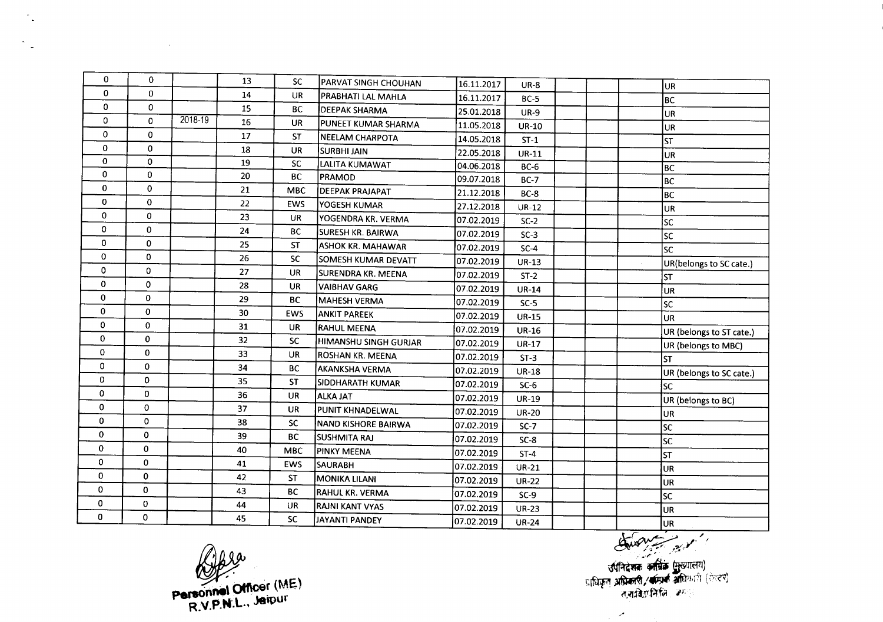| 0 | 0 | | 13 | SC | PARVAT SINGH CHOUHAN | 16.11.2017 | UR-8 | | | | UR |
|---|---|---|---|---|---|---|---|---|---|---|---|
| 0 | 0 | | 14 | UR | PRABHATI LAL MAHLA | 16.11.2017 | BC-5 | | | | BC |
| 0 | 0 | | 15 | BC | DEEPAK SHARMA | 25.01.2018 | UR-9 | | | | UR |
| 0 | 0 | 2018-19 | 16 | UR | PUNEET KUMAR SHARMA | 11.05.2018 | UR-10 | | | | UR |
| 0 | 0 | | 17 | ST | NEELAM CHARPOTA | 14.05.2018 | ST-1 | | | | ST |
| 0 | 0 | | 18 | UR | SURBHI JAIN | 22.05.2018 | UR-11 | | | | UR |
| 0 | 0 | | 19 | SC | LALITA KUMAWAT | 04.06.2018 | BC-6 | | | | BC |
| 0 | 0 | | 20 | BC | PRAMOD | 09.07.2018 | BC-7 | | | | BC |
| 0 | 0 | | 21 | MBC | DEEPAK PRAJAPAT | 21.12.2018 | BC-8 | | | | BC |
| 0 | 0 | | 22 | EWS | YOGESH KUMAR | 27.12.2018 | UR-12 | | | | UR |
| 0 | 0 | | 23 | UR | YOGENDRA KR. VERMA | 07.02.2019 | SC-2 | | | | SC |
| 0 | 0 | | 24 | BC | SURESH KR. BAIRWA | 07.02.2019 | SC-3 | | | | SC |
| 0 | 0 | | 25 | ST | ASHOK KR. MAHAWAR | 07.02.2019 | SC-4 | | | | SC |
| 0 | 0 | | 26 | SC | SOMESH KUMAR DEVATT | 07.02.2019 | UR-13 | | | | UR(belongs to SC cate.) |
| 0 | 0 | | 27 | UR | SURENDRA KR. MEENA | 07.02.2019 | ST-2 | | | | ST |
| 0 | 0 | | 28 | UR | VAIBHAV GARG | 07.02.2019 | UR-14 | | | | UR |
| 0 | 0 | | 29 | BC | MAHESH VERMA | 07.02.2019 | SC-5 | | | | SC |
| 0 | 0 | | 30 | EWS | ANKIT PAREEK | 07.02.2019 | UR-15 | | | | UR |
| 0 | 0 | | 31 | UR | RAHUL MEENA | 07.02.2019 | UR-16 | | | | UR (belongs to ST cate.) |
| 0 | 0 | | 32 | SC | HIMANSHU SINGH GURJAR | 07.02.2019 | UR-17 | | | | UR (belongs to MBC) |
| 0 | 0 | | 33 | UR | ROSHAN KR. MEENA | 07.02.2019 | ST-3 | | | | ST |
| 0 | 0 | | 34 | BC | AKANKSHA VERMA | 07.02.2019 | UR-18 | | | | UR (belongs to SC cate.) |
| 0 | 0 | | 35 | ST | SIDDHARATH KUMAR | 07.02.2019 | SC-6 | | | | SC |
| 0 | 0 | | 36 | UR | ALKA JAT | 07.02.2019 | UR-19 | | | | UR (belongs to BC) |
| 0 | 0 | | 37 | UR | PUNIT KHNADELWAL | 07.02.2019 | UR-20 | | | | UR |
| 0 | 0 | | 38 | SC | NAND KISHORE BAIRWA | 07.02.2019 | SC-7 | | | | SC |
| 0 | 0 | | 39 | BC | SUSHMITA RAJ | 07.02.2019 | SC-8 | | | | SC |
| 0 | 0 | | 40 | MBC | PINKY MEENA | 07.02.2019 | ST-4 | | | | ST |
| 0 | 0 | | 41 | EWS | SAURABH | 07.02.2019 | UR-21 | | | | UR |
| 0 | 0 | | 42 | ST | MONIKA LILANI | 07.02.2019 | UR-22 | | | | UR |
| 0 | 0 | | 43 | BC | RAHUL KR. VERMA | 07.02.2019 | SC-9 | | | | SC |
| 0 | 0 | | 44 | UR | RAJNI KANT VYAS | 07.02.2019 | UR-23 | | | | UR |
| 0 | 0 | | 45 | SC | JAYANTI PANDEY | 07.02.2019 | UR-24 | | | | UR |

Personnel Officer (ME)
R.V.P.N.L., Jaipur

उपनिदेशक कार्मिक (मुख्यालय)
प्राधिकृत अधिकारी / सम्पर्क अधिकारी (लेखर)
रा.रा.वि.प्र.नि.लि. जयपुर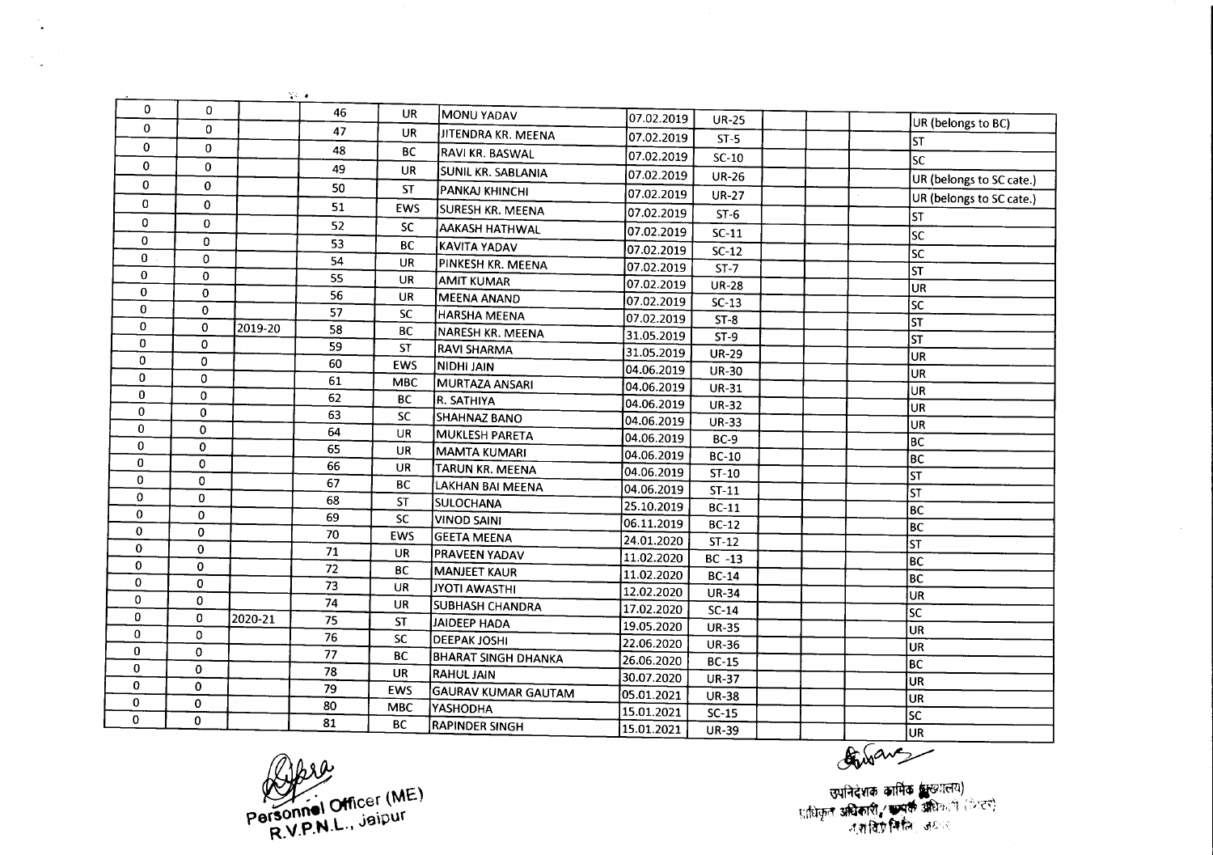| | | | | | | | | | | | |
|---|---|---|---|---|---|---|---|---|---|---|---|
| 0 | 0 | | 46 | UR | MONU YADAV | 07.02.2019 | UR-25 | | | | UR (belongs to BC) |
| 0 | 0 | | 47 | UR | JITENDRA KR. MEENA | 07.02.2019 | ST-5 | | | | ST |
| 0 | 0 | | 48 | BC | RAVI KR. BASWAL | 07.02.2019 | SC-10 | | | | SC |
| 0 | 0 | | 49 | UR | SUNIL KR. SABLANIA | 07.02.2019 | UR-26 | | | | UR (belongs to SC cate.) |
| 0 | 0 | | 50 | ST | PANKAJ KHINCHI | 07.02.2019 | UR-27 | | | | UR (belongs to SC cate.) |
| 0 | 0 | | 51 | EWS | SURESH KR. MEENA | 07.02.2019 | ST-6 | | | | ST |
| 0 | 0 | | 52 | SC | AAKASH HATHWAL | 07.02.2019 | SC-11 | | | | SC |
| 0 | 0 | | 53 | BC | KAVITA YADAV | 07.02.2019 | SC-12 | | | | SC |
| 0 | 0 | | 54 | UR | PINKESH KR. MEENA | 07.02.2019 | ST-7 | | | | ST |
| 0 | 0 | | 55 | UR | AMIT KUMAR | 07.02.2019 | UR-28 | | | | UR |
| 0 | 0 | | 56 | UR | MEENA ANAND | 07.02.2019 | SC-13 | | | | SC |
| 0 | 0 | | 57 | SC | HARSHA MEENA | 07.02.2019 | ST-8 | | | | ST |
| 0 | 0 | 2019-20 | 58 | BC | NARESH KR. MEENA | 31.05.2019 | ST-9 | | | | ST |
| 0 | 0 | | 59 | ST | RAVI SHARMA | 31.05.2019 | UR-29 | | | | UR |
| 0 | 0 | | 60 | EWS | NIDHI JAIN | 04.06.2019 | UR-30 | | | | UR |
| 0 | 0 | | 61 | MBC | MURTAZA ANSARI | 04.06.2019 | UR-31 | | | | UR |
| 0 | 0 | | 62 | BC | R. SATHIYA | 04.06.2019 | UR-32 | | | | UR |
| 0 | 0 | | 63 | SC | SHAHNAZ BANO | 04.06.2019 | UR-33 | | | | UR |
| 0 | 0 | | 64 | UR | MUKLESH PARETA | 04.06.2019 | BC-9 | | | | BC |
| 0 | 0 | | 65 | UR | MAMTA KUMARI | 04.06.2019 | BC-10 | | | | BC |
| 0 | 0 | | 66 | UR | TARUN KR. MEENA | 04.06.2019 | ST-10 | | | | ST |
| 0 | 0 | | 67 | BC | LAKHAN BAI MEENA | 04.06.2019 | ST-11 | | | | ST |
| 0 | 0 | | 68 | ST | SULOCHANA | 25.10.2019 | BC-11 | | | | BC |
| 0 | 0 | | 69 | SC | VINOD SAINI | 06.11.2019 | BC-12 | | | | BC |
| 0 | 0 | | 70 | EWS | GEETA MEENA | 24.01.2020 | ST-12 | | | | ST |
| 0 | 0 | | 71 | UR | PRAVEEN YADAV | 11.02.2020 | BC -13 | | | | BC |
| 0 | 0 | | 72 | BC | MANJEET KAUR | 11.02.2020 | BC-14 | | | | BC |
| 0 | 0 | | 73 | UR | JYOTI AWASTHI | 12.02.2020 | UR-34 | | | | UR |
| 0 | 0 | | 74 | UR | SUBHASH CHANDRA | 17.02.2020 | SC-14 | | | | SC |
| 0 | 0 | 2020-21 | 75 | ST | JAIDEEP HADA | 19.05.2020 | UR-35 | | | | UR |
| 0 | 0 | | 76 | SC | DEEPAK JOSHI | 22.06.2020 | UR-36 | | | | UR |
| 0 | 0 | | 77 | BC | BHARAT SINGH DHANKA | 26.06.2020 | BC-15 | | | | BC |
| 0 | 0 | | 78 | UR | RAHUL JAIN | 30.07.2020 | UR-37 | | | | UR |
| 0 | 0 | | 79 | EWS | GAURAV KUMAR GAUTAM | 05.01.2021 | UR-38 | | | | UR |
| 0 | 0 | | 80 | MBC | YASHODHA | 15.01.2021 | SC-15 | | | | SC |
| 0 | 0 | | 81 | BC | RAPINDER SINGH | 15.01.2021 | UR-39 | | | | UR |

Personnel Officer (ME)
R.V.P.N.L., Jaipur

उपनिदेशक कार्मिक (मुख्यालय)
प्राधिकृत अधिकारी / सम्पर्क अधिकारी (निरस्त)
रा.रा.वि.प्र.नि.लि., जयपुर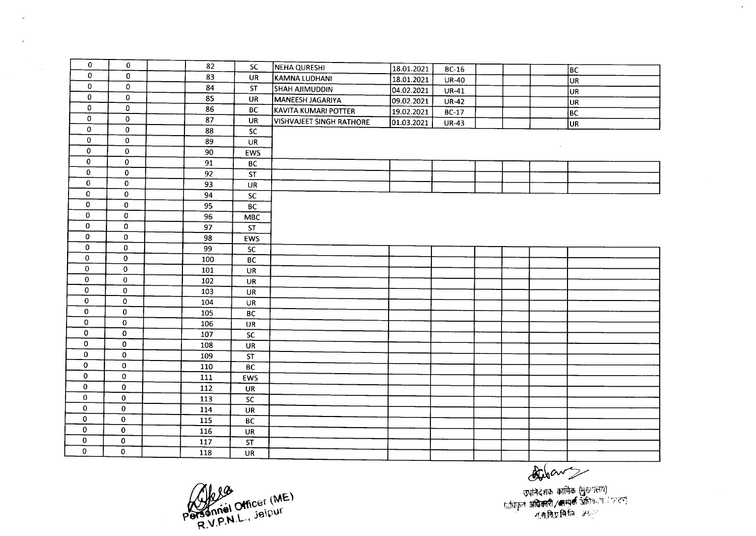| | | | | | | | | | | | | |
|---|---|---|---|---|---|---|---|---|---|---|---|---|
| 0 | 0 | | 82 | SC | NEHA QURESHI | 18.01.2021 | BC-16 | | | | BC |
| 0 | 0 | | 83 | UR | KAMNA LUDHANI | 18.01.2021 | UR-40 | | | | UR |
| 0 | 0 | | 84 | ST | SHAH AJIMUDDIN | 04.02.2021 | UR-41 | | | | UR |
| 0 | 0 | | 85 | UR | MANEESH JAGARIYA | 09.02.2021 | UR-42 | | | | UR |
| 0 | 0 | | 86 | BC | KAVITA KUMARI POTTER | 19.02.2021 | BC-17 | | | | BC |
| 0 | 0 | | 87 | UR | VISHVAJEET SINGH RATHORE | 01.03.2021 | UR-43 | | | | UR |
| 0 | 0 | | 88 | SC | | | | | | | |
| 0 | 0 | | 89 | UR | | | | | | | |
| 0 | 0 | | 90 | EWS | | | | | | | |
| 0 | 0 | | 91 | BC | | | | | | | |
| 0 | 0 | | 92 | ST | | | | | | | |
| 0 | 0 | | 93 | UR | | | | | | | |
| 0 | 0 | | 94 | SC | | | | | | | |
| 0 | 0 | | 95 | BC | | | | | | | |
| 0 | 0 | | 96 | MBC | | | | | | | |
| 0 | 0 | | 97 | ST | | | | | | | |
| 0 | 0 | | 98 | EWS | | | | | | | |
| 0 | 0 | | 99 | SC | | | | | | | |
| 0 | 0 | | 100 | BC | | | | | | | |
| 0 | 0 | | 101 | UR | | | | | | | |
| 0 | 0 | | 102 | UR | | | | | | | |
| 0 | 0 | | 103 | UR | | | | | | | |
| 0 | 0 | | 104 | UR | | | | | | | |
| 0 | 0 | | 105 | BC | | | | | | | |
| 0 | 0 | | 106 | UR | | | | | | | |
| 0 | 0 | | 107 | SC | | | | | | | |
| 0 | 0 | | 108 | UR | | | | | | | |
| 0 | 0 | | 109 | ST | | | | | | | |
| 0 | 0 | | 110 | BC | | | | | | | |
| 0 | 0 | | 111 | EWS | | | | | | | |
| 0 | 0 | | 112 | UR | | | | | | | |
| 0 | 0 | | 113 | SC | | | | | | | |
| 0 | 0 | | 114 | UR | | | | | | | |
| 0 | 0 | | 115 | BC | | | | | | | |
| 0 | 0 | | 116 | UR | | | | | | | |
| 0 | 0 | | 117 | ST | | | | | | | |
| 0 | 0 | | 118 | UR | | | | | | | |

Personnel Officer (ME)
R.V.P.N.L., Jaipur

उपनिदेशक कार्मिक (मुख्यालय)
प्राधिकृत अधिकारी /सम्पर्क अधिकारी (निःशक्त)
रा.रा.वि.प्र.नि.लि., जयपुर